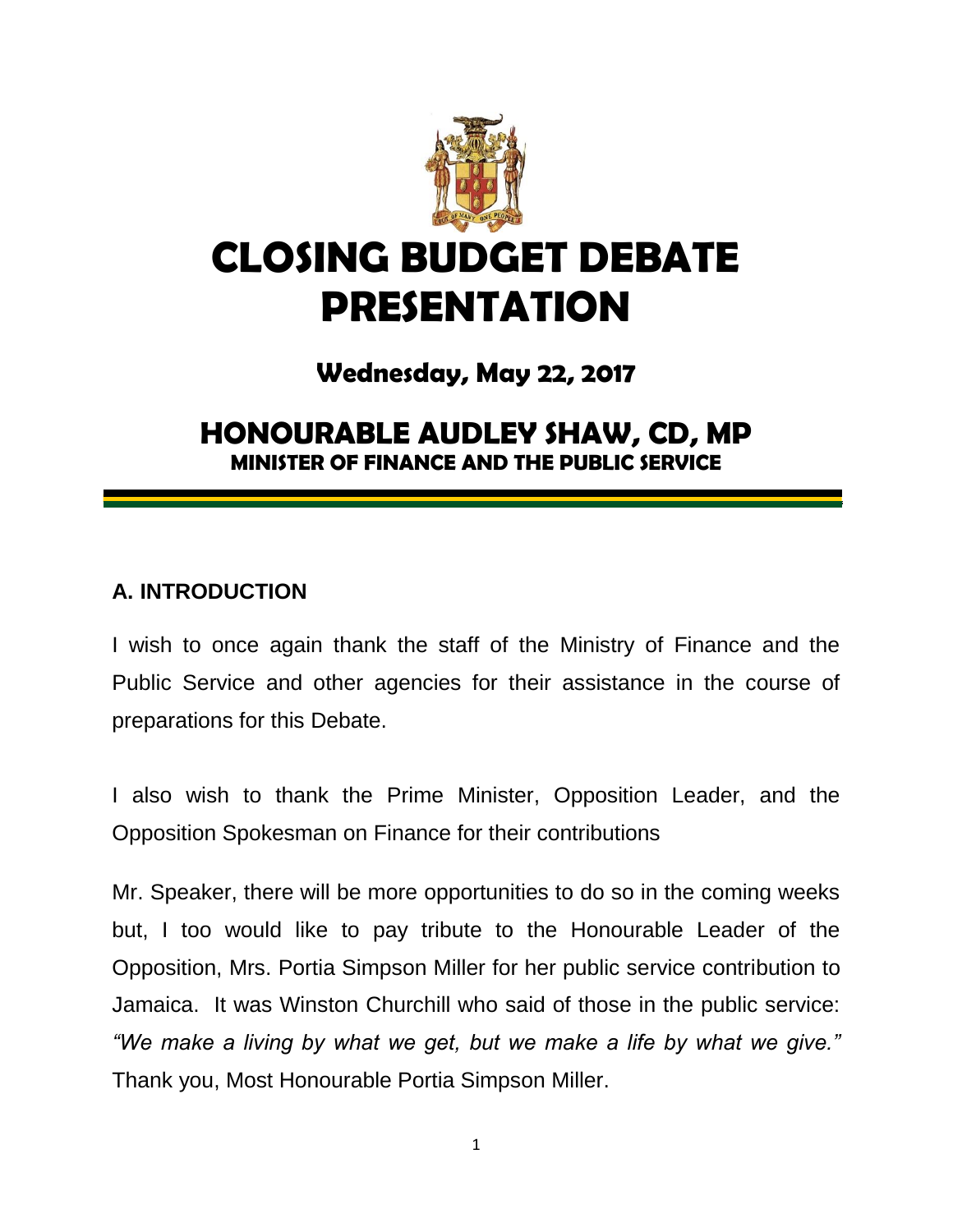# CLOSING BUDGET DEBATE PRESENTATION

### Wednesday, May 22, 2017

## HONOURABLE AUDLEY SHAW, CD, MP

**MINISTER OF FINANCE AND THE PUBLIC SERVICE**

---

## A. INTRODUCTION

I wish to once again thank the staff of the Ministry of Finance and the Public Service and other agencies for their assistance in the course of preparations for this Debate.

I also wish to thank the Prime Minister, Opposition Leader, and the Opposition Spokesman on Finance for their contributions

Mr. Speaker, there will be more opportunities to do so in the coming weeks but, I too would like to pay tribute to the Honourable Leader of the Opposition, Mrs. Portia Simpson Miller for her public service contribution to Jamaica. It was Winston Churchill who said of those in the public service: *"We make a living by what we get, but we make a life by what we give."* Thank you, Most Honourable Portia Simpson Miller.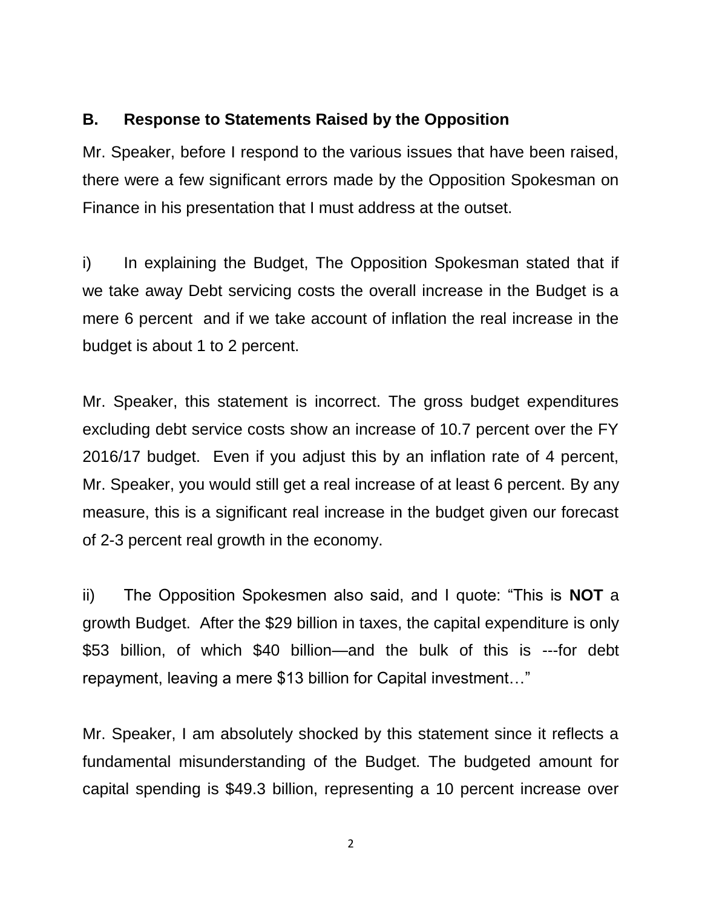## B. Response to Statements Raised by the Opposition

Mr. Speaker, before I respond to the various issues that have been raised, there were a few significant errors made by the Opposition Spokesman on Finance in his presentation that I must address at the outset.

i) In explaining the Budget, The Opposition Spokesman stated that if we take away Debt servicing costs the overall increase in the Budget is a mere 6 percent and if we take account of inflation the real increase in the budget is about 1 to 2 percent.

Mr. Speaker, this statement is incorrect. The gross budget expenditures excluding debt service costs show an increase of 10.7 percent over the FY 2016/17 budget. Even if you adjust this by an inflation rate of 4 percent, Mr. Speaker, you would still get a real increase of at least 6 percent. By any measure, this is a significant real increase in the budget given our forecast of 2-3 percent real growth in the economy.

ii) The Opposition Spokesmen also said, and I quote: "This is **NOT** a growth Budget. After the $29 billion in taxes, the capital expenditure is only $53 billion, of which $40 billion—and the bulk of this is ---for debt repayment, leaving a mere $13 billion for Capital investment…"

Mr. Speaker, I am absolutely shocked by this statement since it reflects a fundamental misunderstanding of the Budget. The budgeted amount for capital spending is $49.3 billion, representing a 10 percent increase over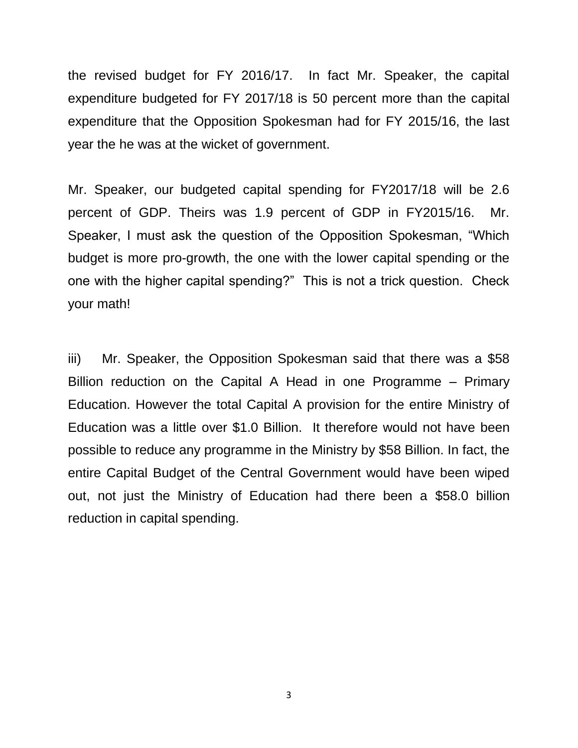the revised budget for FY 2016/17. In fact Mr. Speaker, the capital expenditure budgeted for FY 2017/18 is 50 percent more than the capital expenditure that the Opposition Spokesman had for FY 2015/16, the last year the he was at the wicket of government.

Mr. Speaker, our budgeted capital spending for FY2017/18 will be 2.6 percent of GDP. Theirs was 1.9 percent of GDP in FY2015/16. Mr. Speaker, I must ask the question of the Opposition Spokesman, "Which budget is more pro-growth, the one with the lower capital spending or the one with the higher capital spending?" This is not a trick question. Check your math!

iii) Mr. Speaker, the Opposition Spokesman said that there was a $58 Billion reduction on the Capital A Head in one Programme – Primary Education. However the total Capital A provision for the entire Ministry of Education was a little over $1.0 Billion. It therefore would not have been possible to reduce any programme in the Ministry by $58 Billion. In fact, the entire Capital Budget of the Central Government would have been wiped out, not just the Ministry of Education had there been a $58.0 billion reduction in capital spending.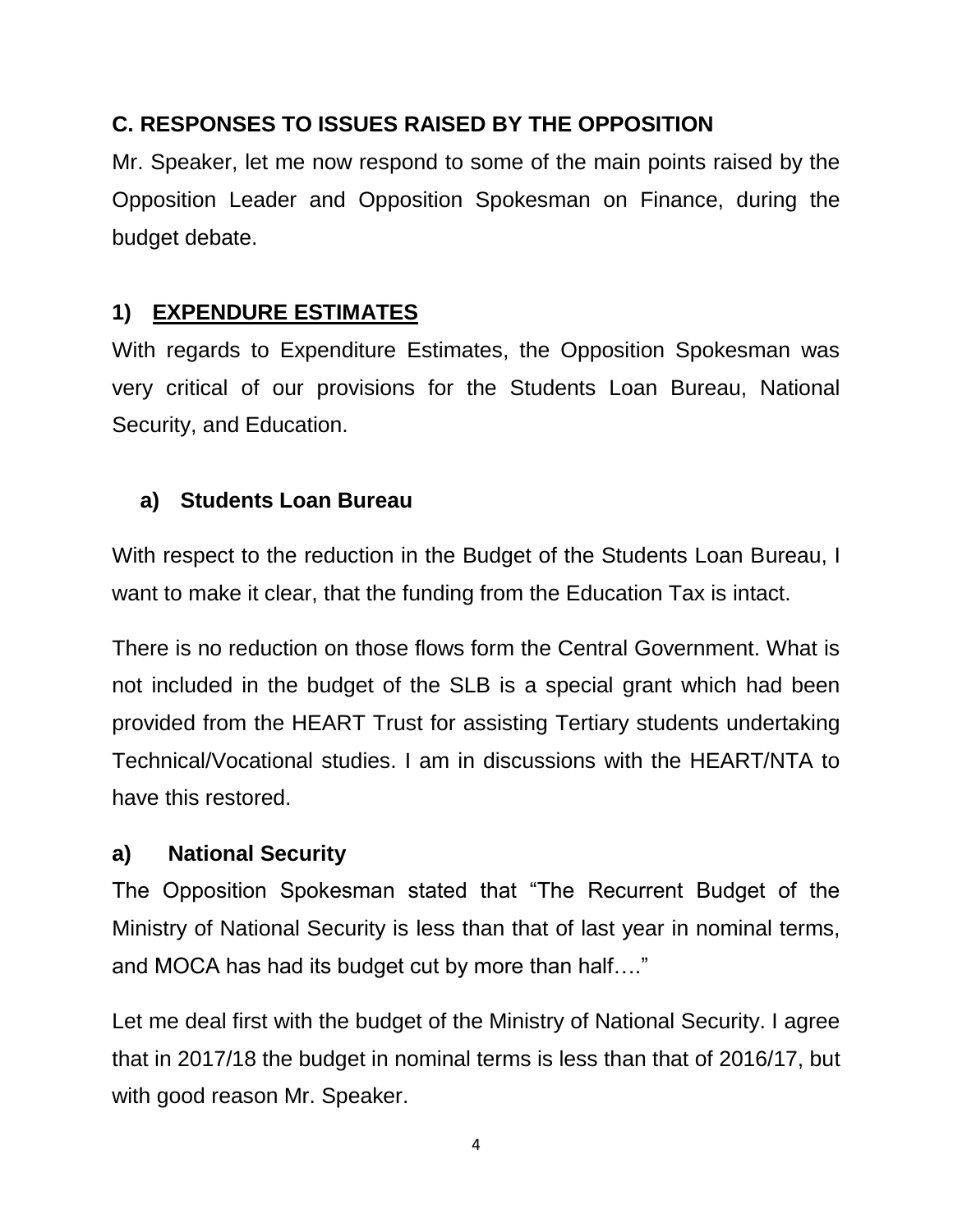## C. RESPONSES TO ISSUES RAISED BY THE OPPOSITION

Mr. Speaker, let me now respond to some of the main points raised by the Opposition Leader and Opposition Spokesman on Finance, during the budget debate.

### 1) EXPENDURE ESTIMATES

With regards to Expenditure Estimates, the Opposition Spokesman was very critical of our provisions for the Students Loan Bureau, National Security, and Education.

#### a) Students Loan Bureau

With respect to the reduction in the Budget of the Students Loan Bureau, I want to make it clear, that the funding from the Education Tax is intact.

There is no reduction on those flows form the Central Government. What is not included in the budget of the SLB is a special grant which had been provided from the HEART Trust for assisting Tertiary students undertaking Technical/Vocational studies. I am in discussions with the HEART/NTA to have this restored.

#### a) National Security

The Opposition Spokesman stated that “The Recurrent Budget of the Ministry of National Security is less than that of last year in nominal terms, and MOCA has had its budget cut by more than half….”

Let me deal first with the budget of the Ministry of National Security. I agree that in 2017/18 the budget in nominal terms is less than that of 2016/17, but with good reason Mr. Speaker.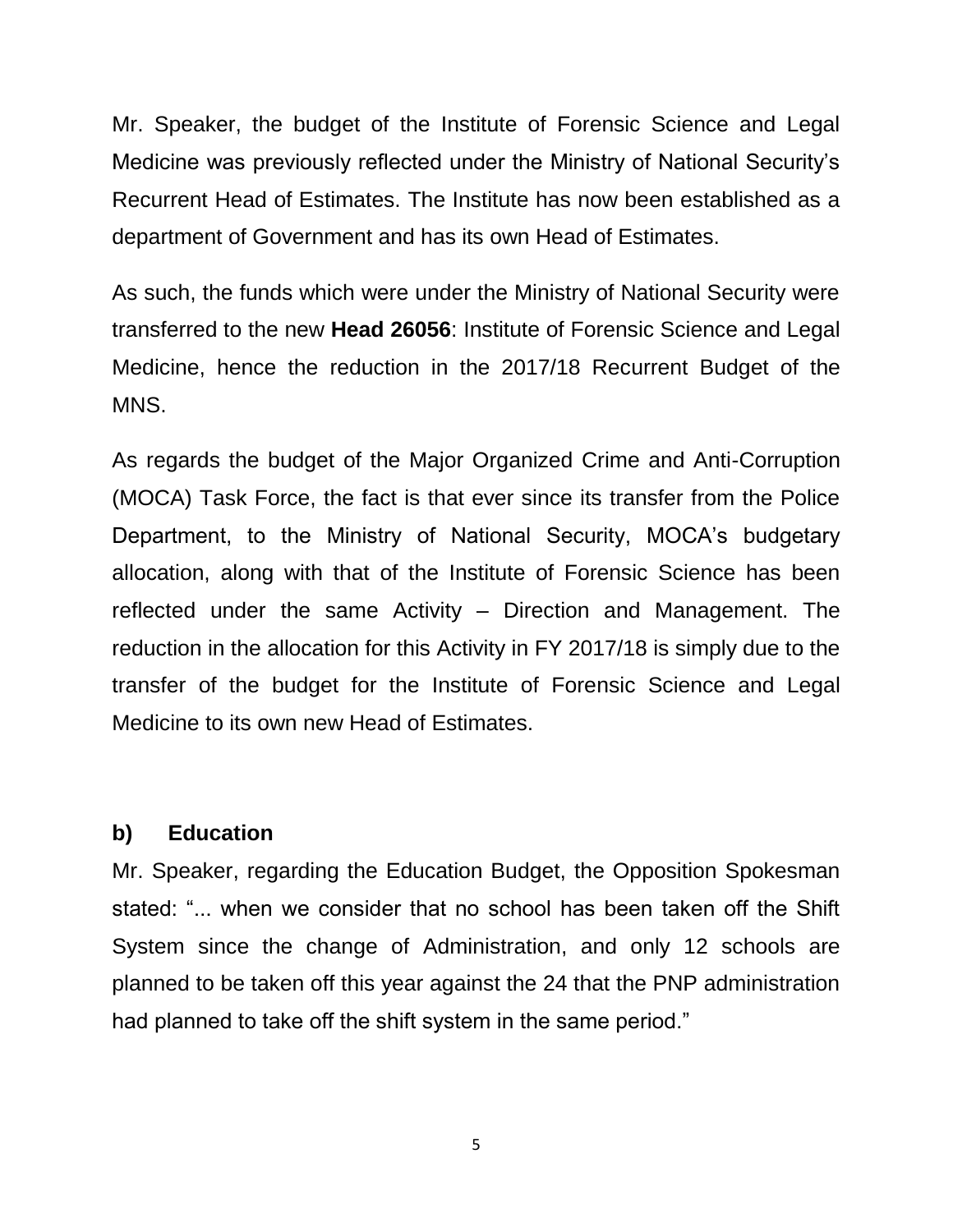Mr. Speaker, the budget of the Institute of Forensic Science and Legal Medicine was previously reflected under the Ministry of National Security's Recurrent Head of Estimates. The Institute has now been established as a department of Government and has its own Head of Estimates.

As such, the funds which were under the Ministry of National Security were transferred to the new **Head 26056**: Institute of Forensic Science and Legal Medicine, hence the reduction in the 2017/18 Recurrent Budget of the MNS.

As regards the budget of the Major Organized Crime and Anti-Corruption (MOCA) Task Force, the fact is that ever since its transfer from the Police Department, to the Ministry of National Security, MOCA's budgetary allocation, along with that of the Institute of Forensic Science has been reflected under the same Activity – Direction and Management. The reduction in the allocation for this Activity in FY 2017/18 is simply due to the transfer of the budget for the Institute of Forensic Science and Legal Medicine to its own new Head of Estimates.

### b) Education

Mr. Speaker, regarding the Education Budget, the Opposition Spokesman stated: "... when we consider that no school has been taken off the Shift System since the change of Administration, and only 12 schools are planned to be taken off this year against the 24 that the PNP administration had planned to take off the shift system in the same period."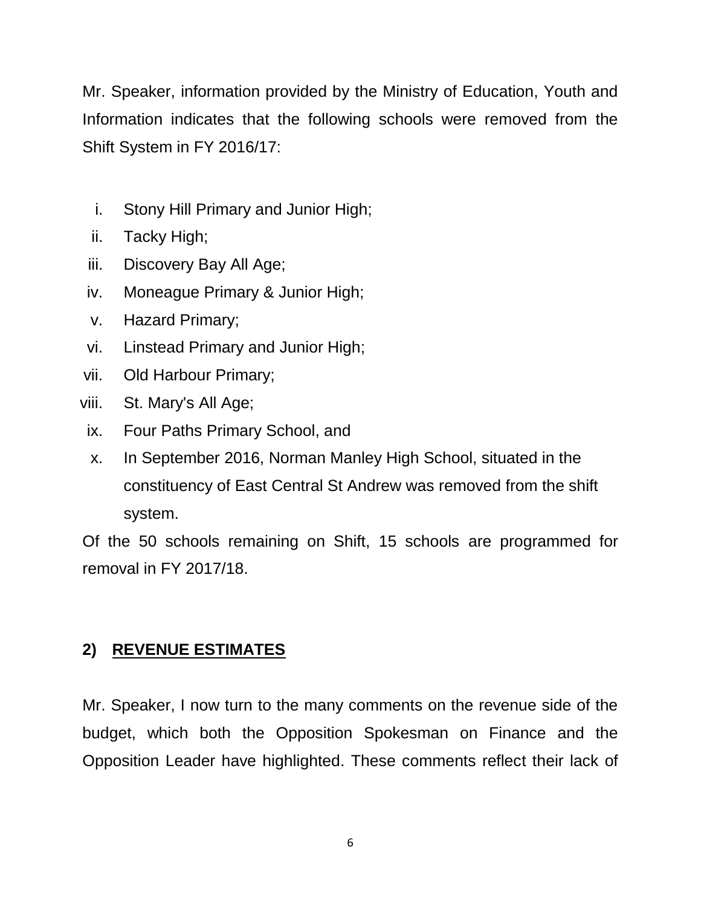Mr. Speaker, information provided by the Ministry of Education, Youth and Information indicates that the following schools were removed from the Shift System in FY 2016/17:

i. Stony Hill Primary and Junior High;
ii. Tacky High;
iii. Discovery Bay All Age;
iv. Moneague Primary & Junior High;
v. Hazard Primary;
vi. Linstead Primary and Junior High;
vii. Old Harbour Primary;
viii. St. Mary's All Age;
ix. Four Paths Primary School, and
x. In September 2016, Norman Manley High School, situated in the constituency of East Central St Andrew was removed from the shift system.

Of the 50 schools remaining on Shift, 15 schools are programmed for removal in FY 2017/18.

## 2) REVENUE ESTIMATES

Mr. Speaker, I now turn to the many comments on the revenue side of the budget, which both the Opposition Spokesman on Finance and the Opposition Leader have highlighted. These comments reflect their lack of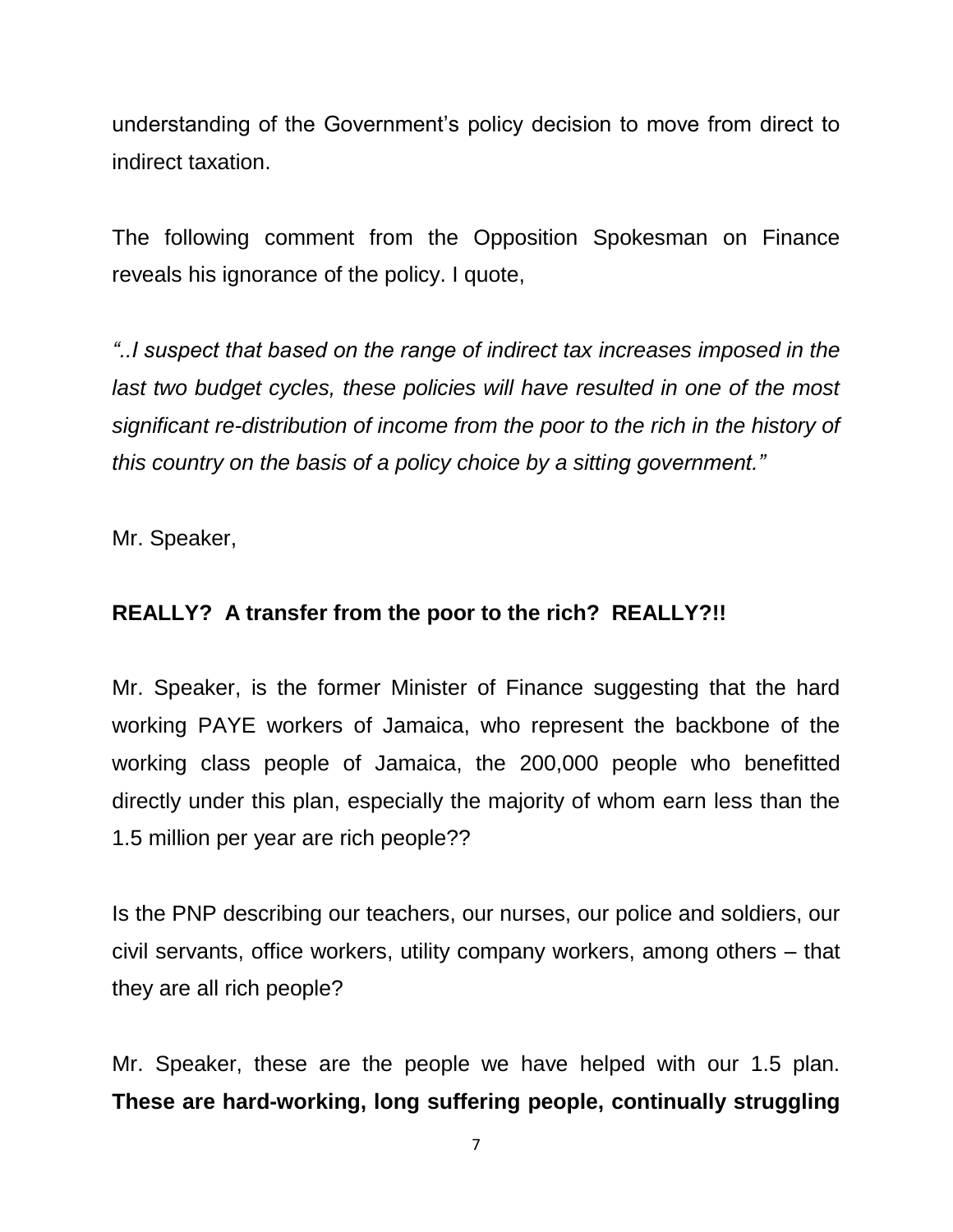understanding of the Government's policy decision to move from direct to indirect taxation.

The following comment from the Opposition Spokesman on Finance reveals his ignorance of the policy. I quote,

*"..I suspect that based on the range of indirect tax increases imposed in the last two budget cycles, these policies will have resulted in one of the most significant re-distribution of income from the poor to the rich in the history of this country on the basis of a policy choice by a sitting government."*

Mr. Speaker,

**REALLY? A transfer from the poor to the rich? REALLY?!!**

Mr. Speaker, is the former Minister of Finance suggesting that the hard working PAYE workers of Jamaica, who represent the backbone of the working class people of Jamaica, the 200,000 people who benefitted directly under this plan, especially the majority of whom earn less than the 1.5 million per year are rich people??

Is the PNP describing our teachers, our nurses, our police and soldiers, our civil servants, office workers, utility company workers, among others – that they are all rich people?

Mr. Speaker, these are the people we have helped with our 1.5 plan. **These are hard-working, long suffering people, continually struggling**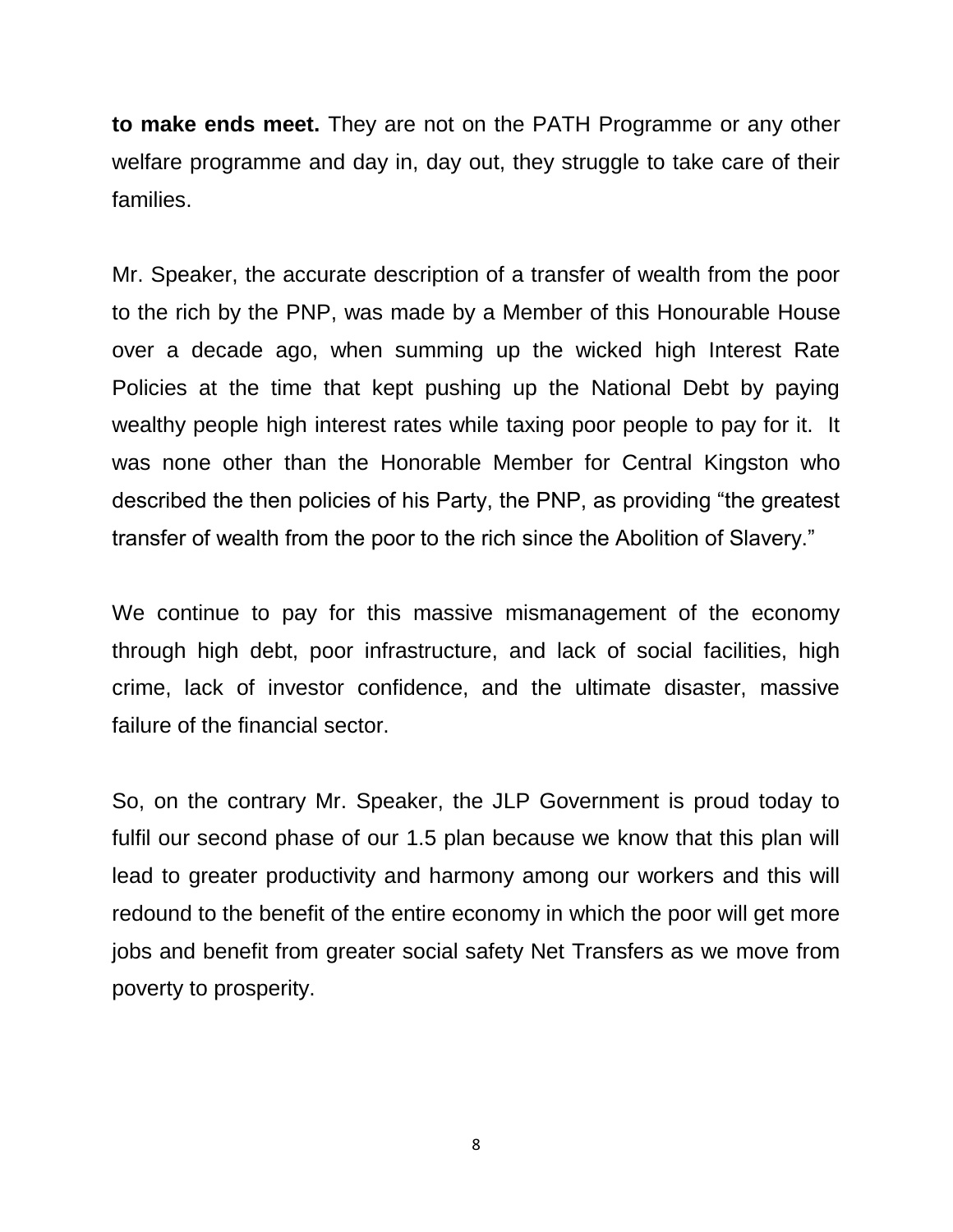**to make ends meet.** They are not on the PATH Programme or any other welfare programme and day in, day out, they struggle to take care of their families.

Mr. Speaker, the accurate description of a transfer of wealth from the poor to the rich by the PNP, was made by a Member of this Honourable House over a decade ago, when summing up the wicked high Interest Rate Policies at the time that kept pushing up the National Debt by paying wealthy people high interest rates while taxing poor people to pay for it. It was none other than the Honorable Member for Central Kingston who described the then policies of his Party, the PNP, as providing "the greatest transfer of wealth from the poor to the rich since the Abolition of Slavery."

We continue to pay for this massive mismanagement of the economy through high debt, poor infrastructure, and lack of social facilities, high crime, lack of investor confidence, and the ultimate disaster, massive failure of the financial sector.

So, on the contrary Mr. Speaker, the JLP Government is proud today to fulfil our second phase of our 1.5 plan because we know that this plan will lead to greater productivity and harmony among our workers and this will redound to the benefit of the entire economy in which the poor will get more jobs and benefit from greater social safety Net Transfers as we move from poverty to prosperity.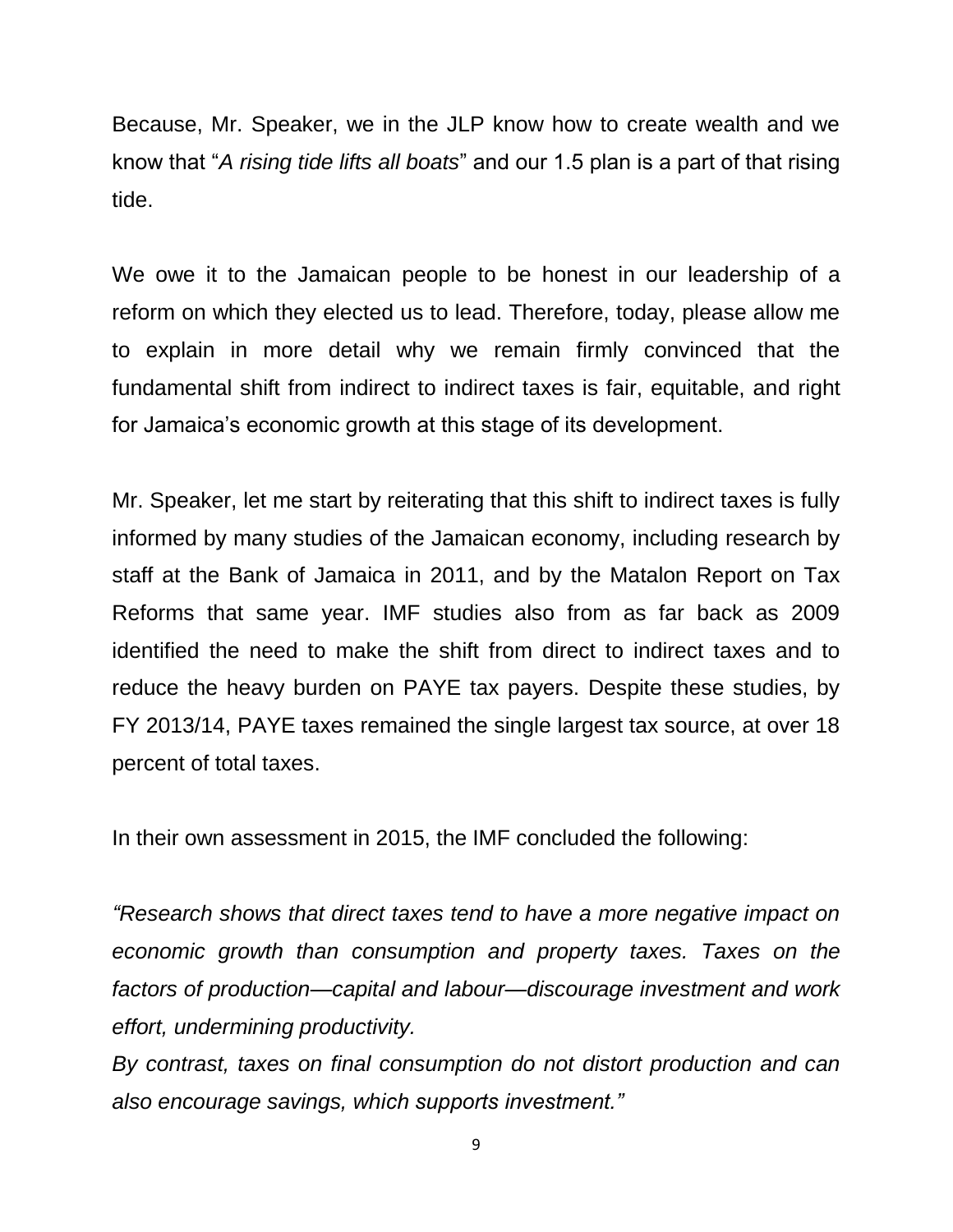Because, Mr. Speaker, we in the JLP know how to create wealth and we know that "*A rising tide lifts all boats*" and our 1.5 plan is a part of that rising tide.

We owe it to the Jamaican people to be honest in our leadership of a reform on which they elected us to lead. Therefore, today, please allow me to explain in more detail why we remain firmly convinced that the fundamental shift from indirect to indirect taxes is fair, equitable, and right for Jamaica's economic growth at this stage of its development.

Mr. Speaker, let me start by reiterating that this shift to indirect taxes is fully informed by many studies of the Jamaican economy, including research by staff at the Bank of Jamaica in 2011, and by the Matalon Report on Tax Reforms that same year. IMF studies also from as far back as 2009 identified the need to make the shift from direct to indirect taxes and to reduce the heavy burden on PAYE tax payers. Despite these studies, by FY 2013/14, PAYE taxes remained the single largest tax source, at over 18 percent of total taxes.

In their own assessment in 2015, the IMF concluded the following:

*"Research shows that direct taxes tend to have a more negative impact on economic growth than consumption and property taxes. Taxes on the factors of production—capital and labour—discourage investment and work effort, undermining productivity.*
*By contrast, taxes on final consumption do not distort production and can also encourage savings, which supports investment."*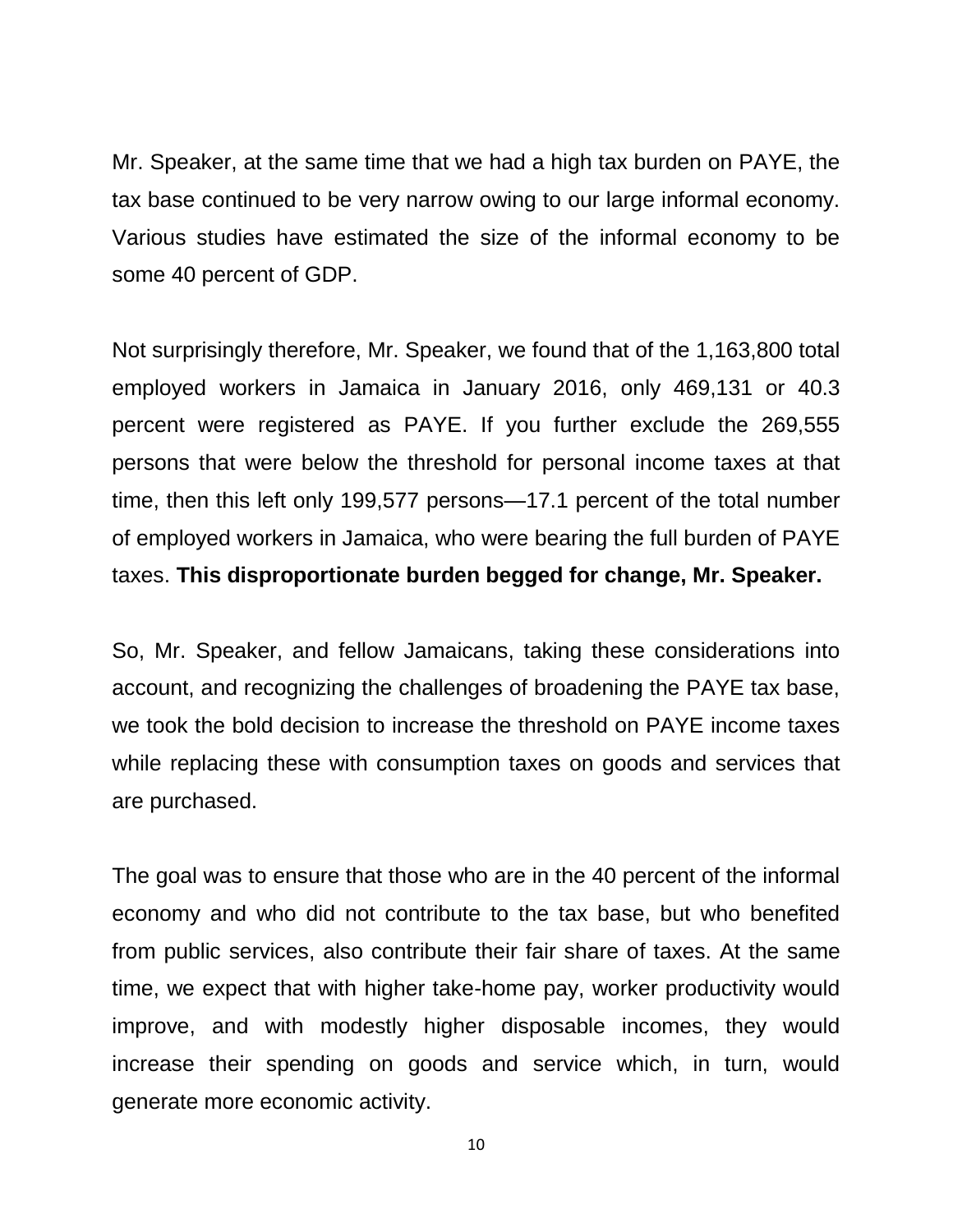Mr. Speaker, at the same time that we had a high tax burden on PAYE, the tax base continued to be very narrow owing to our large informal economy. Various studies have estimated the size of the informal economy to be some 40 percent of GDP.

Not surprisingly therefore, Mr. Speaker, we found that of the 1,163,800 total employed workers in Jamaica in January 2016, only 469,131 or 40.3 percent were registered as PAYE. If you further exclude the 269,555 persons that were below the threshold for personal income taxes at that time, then this left only 199,577 persons—17.1 percent of the total number of employed workers in Jamaica, who were bearing the full burden of PAYE taxes. **This disproportionate burden begged for change, Mr. Speaker.**

So, Mr. Speaker, and fellow Jamaicans, taking these considerations into account, and recognizing the challenges of broadening the PAYE tax base, we took the bold decision to increase the threshold on PAYE income taxes while replacing these with consumption taxes on goods and services that are purchased.

The goal was to ensure that those who are in the 40 percent of the informal economy and who did not contribute to the tax base, but who benefited from public services, also contribute their fair share of taxes. At the same time, we expect that with higher take-home pay, worker productivity would improve, and with modestly higher disposable incomes, they would increase their spending on goods and service which, in turn, would generate more economic activity.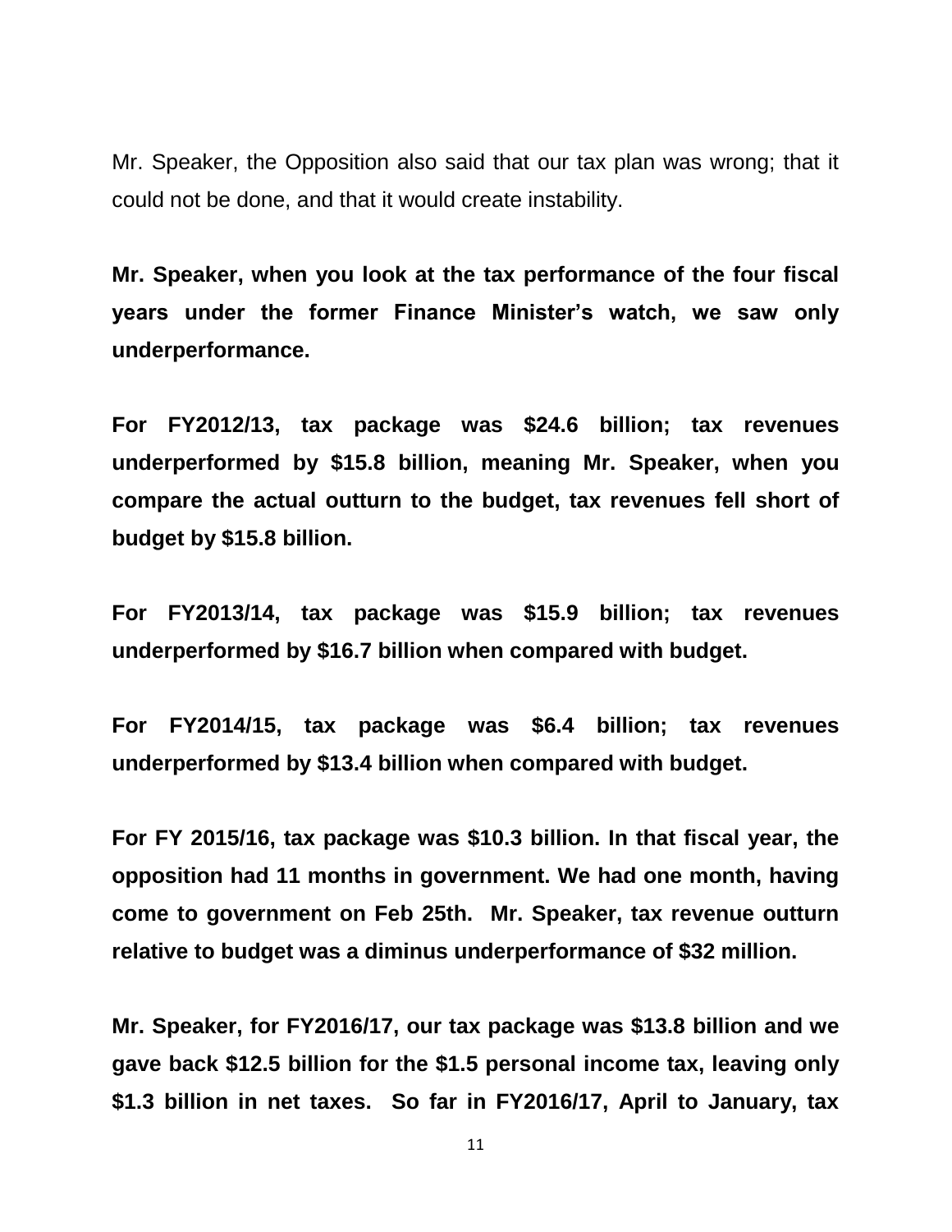Mr. Speaker, the Opposition also said that our tax plan was wrong; that it could not be done, and that it would create instability.

**Mr. Speaker, when you look at the tax performance of the four fiscal years under the former Finance Minister's watch, we saw only underperformance.**

**For FY2012/13, tax package was $24.6 billion; tax revenues underperformed by $15.8 billion, meaning Mr. Speaker, when you compare the actual outturn to the budget, tax revenues fell short of budget by $15.8 billion.**

**For FY2013/14, tax package was $15.9 billion; tax revenues underperformed by $16.7 billion when compared with budget.**

**For FY2014/15, tax package was $6.4 billion; tax revenues underperformed by $13.4 billion when compared with budget.**

**For FY 2015/16, tax package was $10.3 billion. In that fiscal year, the opposition had 11 months in government. We had one month, having come to government on Feb 25th. Mr. Speaker, tax revenue outturn relative to budget was a diminus underperformance of $32 million.**

**Mr. Speaker, for FY2016/17, our tax package was $13.8 billion and we gave back $12.5 billion for the $1.5 personal income tax, leaving only $1.3 billion in net taxes. So far in FY2016/17, April to January, tax**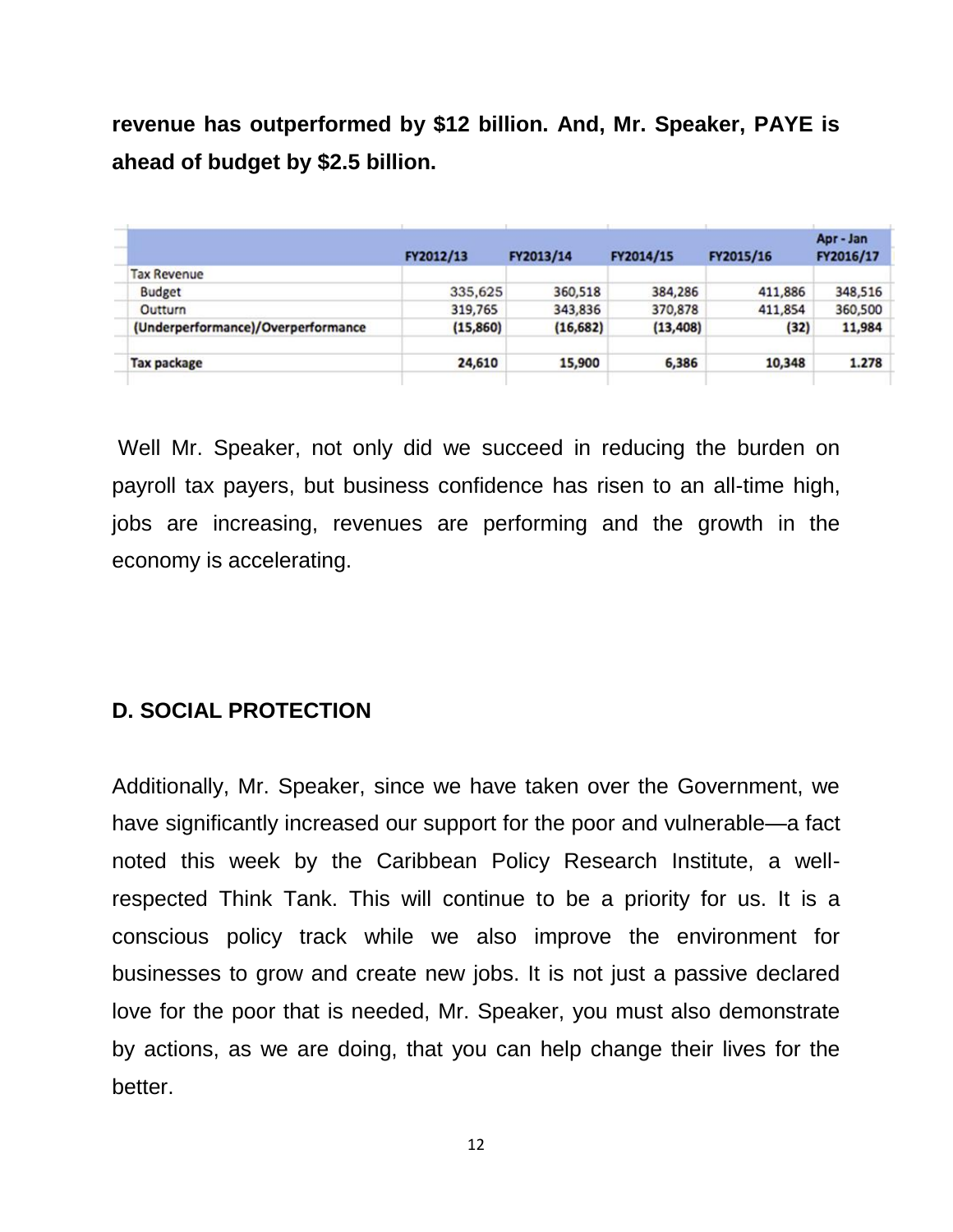**revenue has outperformed by $12 billion. And, Mr. Speaker, PAYE is ahead of budget by $2.5 billion.**

| | FY2012/13 | FY2013/14 | FY2014/15 | FY2015/16 | Apr - Jan FY2016/17 |
|---|---|---|---|---|---|
| Tax Revenue | | | | | |
| Budget | 335,625 | 360,518 | 384,286 | 411,886 | 348,516 |
| Outturn | 319,765 | 343,836 | 370,878 | 411,854 | 360,500 |
| (Underperformance)/Overperformance | (15,860) | (16,682) | (13,408) | (32) | 11,984 |
| | | | | | |
| **Tax package** | **24,610** | **15,900** | **6,386** | **10,348** | **1.278** |

Well Mr. Speaker, not only did we succeed in reducing the burden on payroll tax payers, but business confidence has risen to an all-time high, jobs are increasing, revenues are performing and the growth in the economy is accelerating.

## D. SOCIAL PROTECTION

Additionally, Mr. Speaker, since we have taken over the Government, we have significantly increased our support for the poor and vulnerable—a fact noted this week by the Caribbean Policy Research Institute, a well-respected Think Tank. This will continue to be a priority for us. It is a conscious policy track while we also improve the environment for businesses to grow and create new jobs. It is not just a passive declared love for the poor that is needed, Mr. Speaker, you must also demonstrate by actions, as we are doing, that you can help change their lives for the better.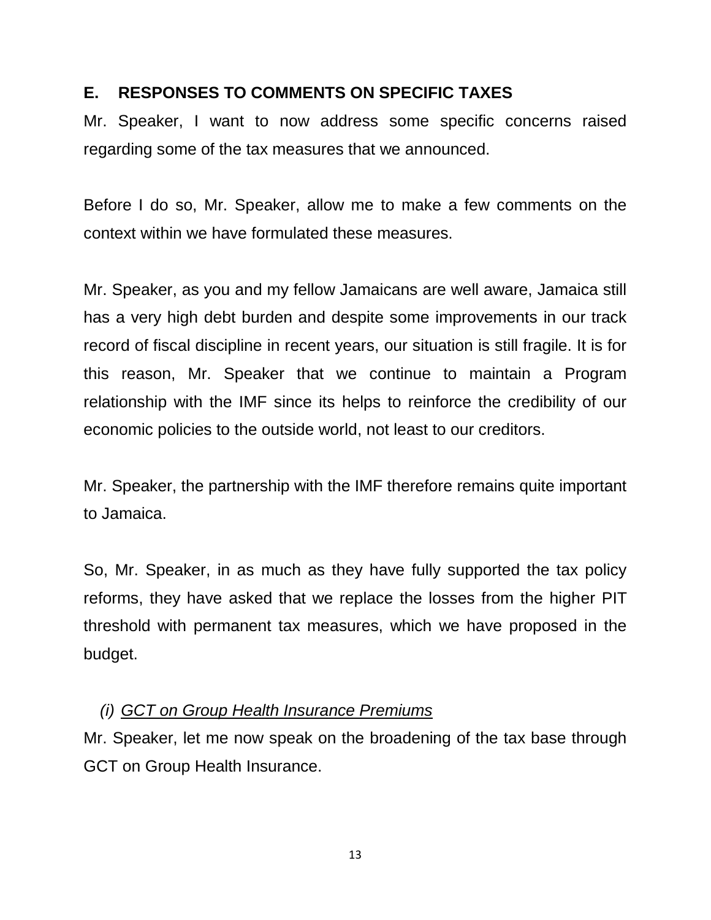## E. RESPONSES TO COMMENTS ON SPECIFIC TAXES

Mr. Speaker, I want to now address some specific concerns raised regarding some of the tax measures that we announced.

Before I do so, Mr. Speaker, allow me to make a few comments on the context within we have formulated these measures.

Mr. Speaker, as you and my fellow Jamaicans are well aware, Jamaica still has a very high debt burden and despite some improvements in our track record of fiscal discipline in recent years, our situation is still fragile. It is for this reason, Mr. Speaker that we continue to maintain a Program relationship with the IMF since its helps to reinforce the credibility of our economic policies to the outside world, not least to our creditors.

Mr. Speaker, the partnership with the IMF therefore remains quite important to Jamaica.

So, Mr. Speaker, in as much as they have fully supported the tax policy reforms, they have asked that we replace the losses from the higher PIT threshold with permanent tax measures, which we have proposed in the budget.

### *(i) GCT on Group Health Insurance Premiums*

Mr. Speaker, let me now speak on the broadening of the tax base through GCT on Group Health Insurance.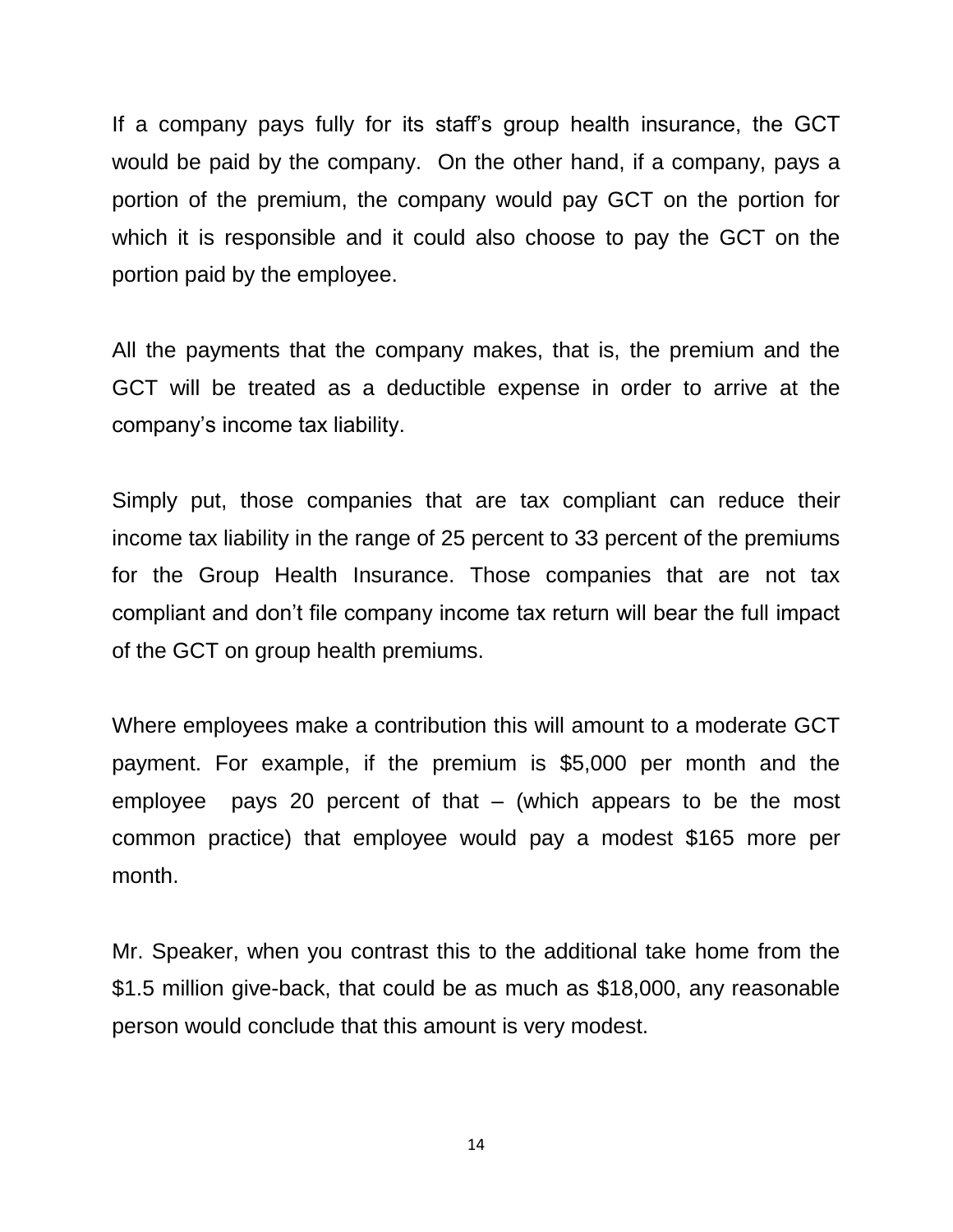If a company pays fully for its staff's group health insurance, the GCT would be paid by the company.  On the other hand, if a company, pays a portion of the premium, the company would pay GCT on the portion for which it is responsible and it could also choose to pay the GCT on the portion paid by the employee.

All the payments that the company makes, that is, the premium and the GCT will be treated as a deductible expense in order to arrive at the company's income tax liability.

Simply put, those companies that are tax compliant can reduce their income tax liability in the range of 25 percent to 33 percent of the premiums for the Group Health Insurance. Those companies that are not tax compliant and don't file company income tax return will bear the full impact of the GCT on group health premiums.

Where employees make a contribution this will amount to a moderate GCT payment. For example, if the premium is $5,000 per month and the employee  pays 20 percent of that – (which appears to be the most common practice) that employee would pay a modest $165 more per month.

Mr. Speaker, when you contrast this to the additional take home from the $1.5 million give-back, that could be as much as $18,000, any reasonable person would conclude that this amount is very modest.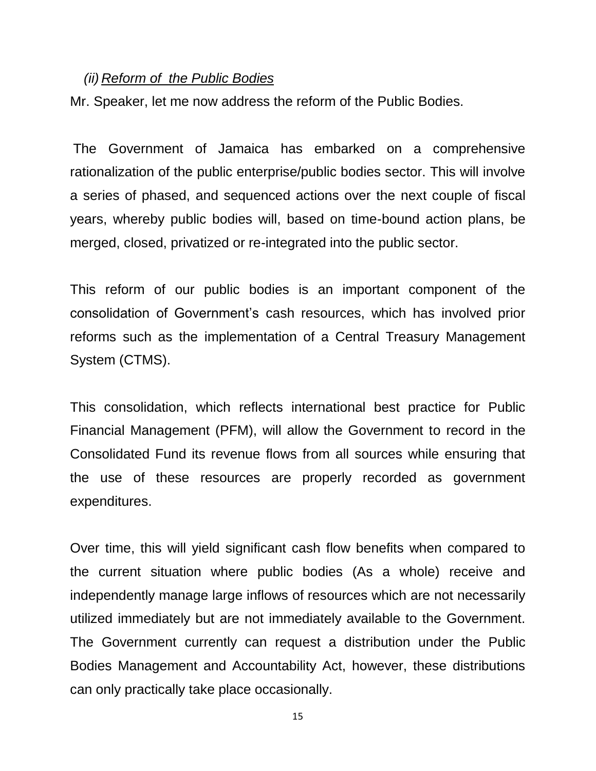### *(ii) Reform of the Public Bodies*

Mr. Speaker, let me now address the reform of the Public Bodies.

The Government of Jamaica has embarked on a comprehensive rationalization of the public enterprise/public bodies sector. This will involve a series of phased, and sequenced actions over the next couple of fiscal years, whereby public bodies will, based on time-bound action plans, be merged, closed, privatized or re-integrated into the public sector.

This reform of our public bodies is an important component of the consolidation of Government's cash resources, which has involved prior reforms such as the implementation of a Central Treasury Management System (CTMS).

This consolidation, which reflects international best practice for Public Financial Management (PFM), will allow the Government to record in the Consolidated Fund its revenue flows from all sources while ensuring that the use of these resources are properly recorded as government expenditures.

Over time, this will yield significant cash flow benefits when compared to the current situation where public bodies (As a whole) receive and independently manage large inflows of resources which are not necessarily utilized immediately but are not immediately available to the Government. The Government currently can request a distribution under the Public Bodies Management and Accountability Act, however, these distributions can only practically take place occasionally.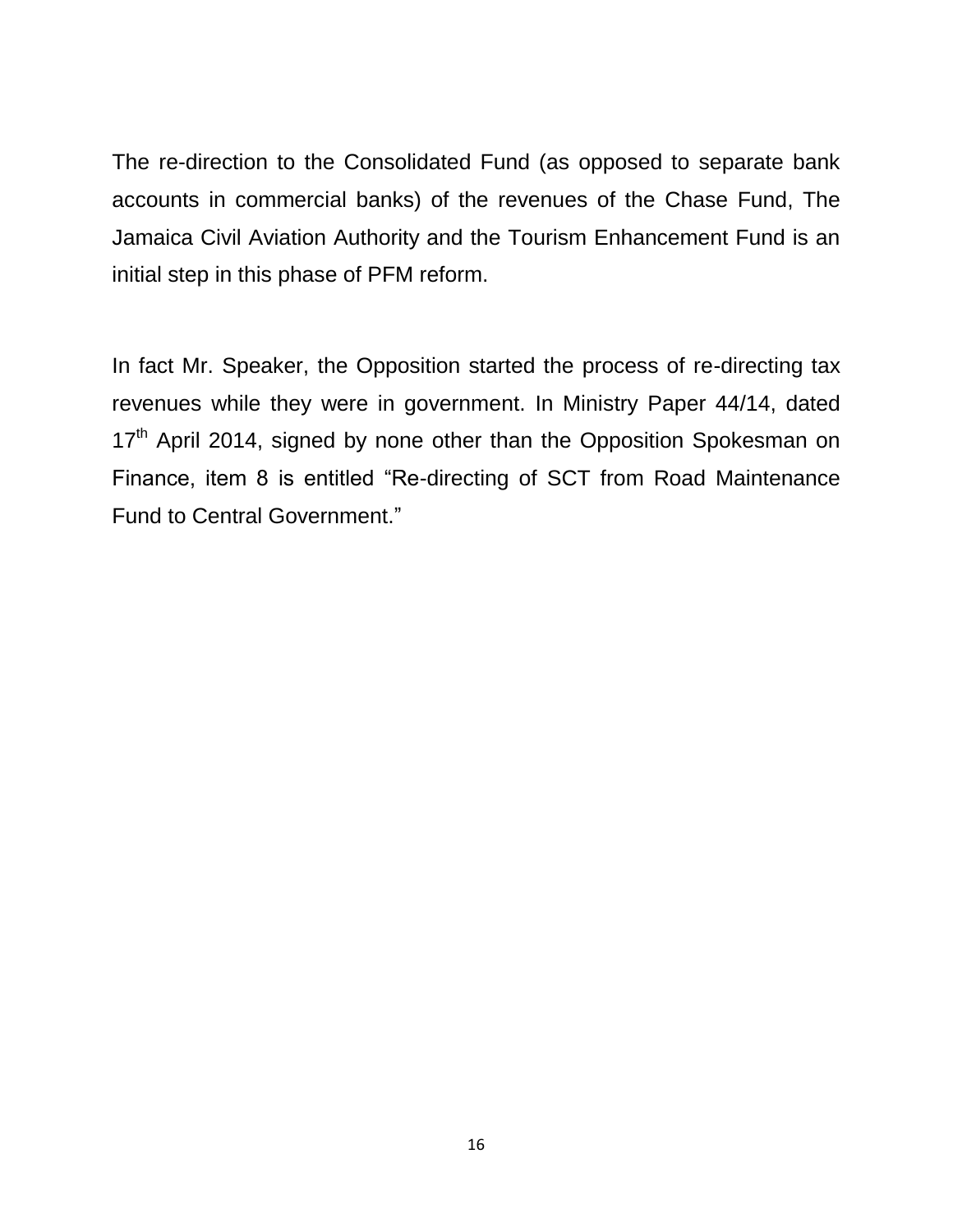The re-direction to the Consolidated Fund (as opposed to separate bank accounts in commercial banks) of the revenues of the Chase Fund, The Jamaica Civil Aviation Authority and the Tourism Enhancement Fund is an initial step in this phase of PFM reform.

In fact Mr. Speaker, the Opposition started the process of re-directing tax revenues while they were in government. In Ministry Paper 44/14, dated 17th April 2014, signed by none other than the Opposition Spokesman on Finance, item 8 is entitled "Re-directing of SCT from Road Maintenance Fund to Central Government."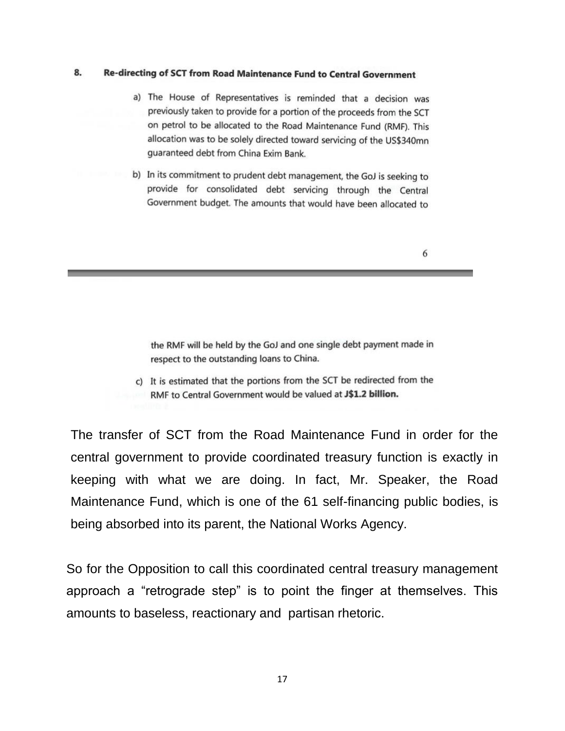8. **Re-directing of SCT from Road Maintenance Fund to Central Government**

a) The House of Representatives is reminded that a decision was previously taken to provide for a portion of the proceeds from the SCT on petrol to be allocated to the Road Maintenance Fund (RMF). This allocation was to be solely directed toward servicing of the US$340mn guaranteed debt from China Exim Bank.

b) In its commitment to prudent debt management, the GoJ is seeking to provide for consolidated debt servicing through the Central Government budget. The amounts that would have been allocated to the RMF will be held by the GoJ and one single debt payment made in respect to the outstanding loans to China.

c) It is estimated that the portions from the SCT be redirected from the RMF to Central Government would be valued at **J$1.2 billion.**

The transfer of SCT from the Road Maintenance Fund in order for the central government to provide coordinated treasury function is exactly in keeping with what we are doing. In fact, Mr. Speaker, the Road Maintenance Fund, which is one of the 61 self-financing public bodies, is being absorbed into its parent, the National Works Agency.

So for the Opposition to call this coordinated central treasury management approach a "retrograde step" is to point the finger at themselves. This amounts to baseless, reactionary and partisan rhetoric.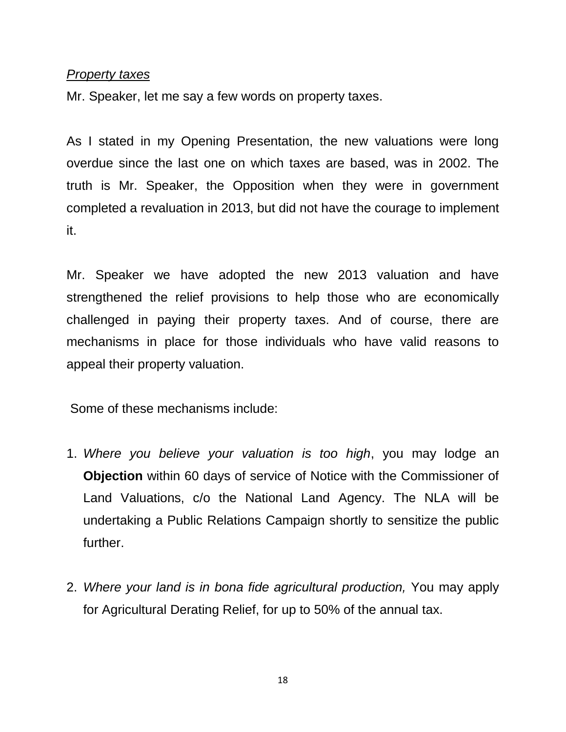*Property taxes*

Mr. Speaker, let me say a few words on property taxes.

As I stated in my Opening Presentation, the new valuations were long overdue since the last one on which taxes are based, was in 2002. The truth is Mr. Speaker, the Opposition when they were in government completed a revaluation in 2013, but did not have the courage to implement it.

Mr. Speaker we have adopted the new 2013 valuation and have strengthened the relief provisions to help those who are economically challenged in paying their property taxes. And of course, there are mechanisms in place for those individuals who have valid reasons to appeal their property valuation.

Some of these mechanisms include:

1. *Where you believe your valuation is too high*, you may lodge an **Objection** within 60 days of service of Notice with the Commissioner of Land Valuations, c/o the National Land Agency. The NLA will be undertaking a Public Relations Campaign shortly to sensitize the public further.

2. *Where your land is in bona fide agricultural production,* You may apply for Agricultural Derating Relief, for up to 50% of the annual tax.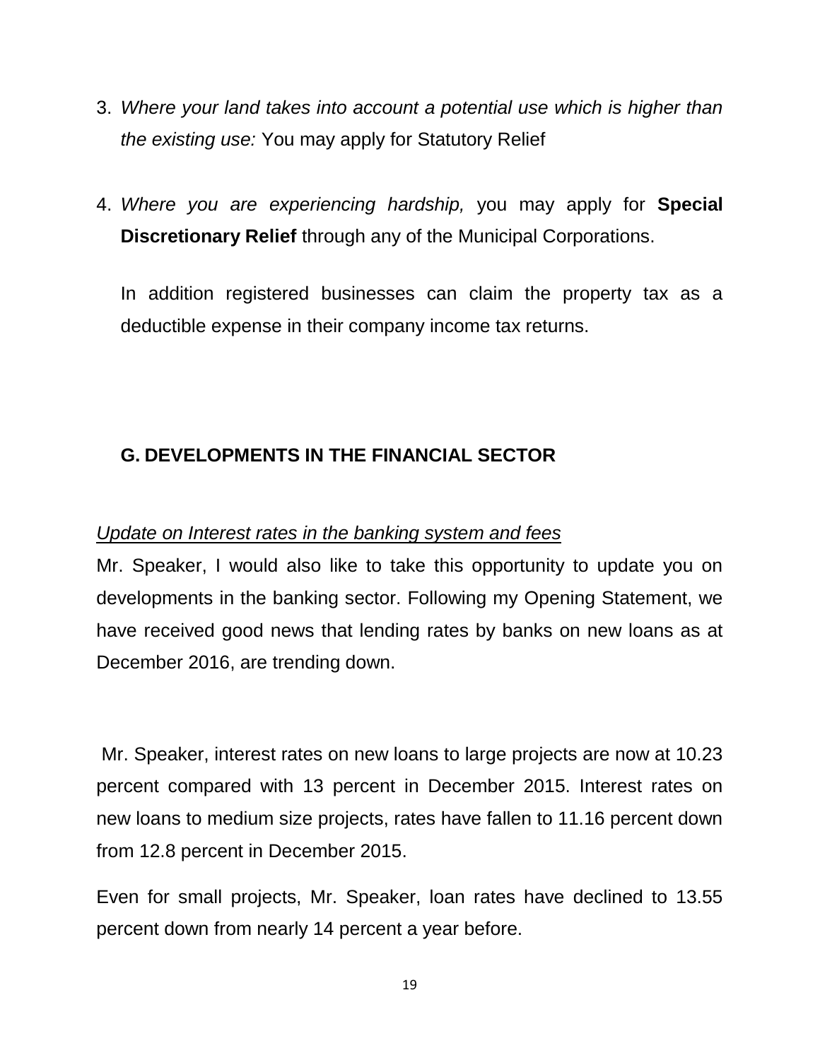3. *Where your land takes into account a potential use which is higher than the existing use:* You may apply for Statutory Relief

4. *Where you are experiencing hardship,* you may apply for **Special Discretionary Relief** through any of the Municipal Corporations.

   In addition registered businesses can claim the property tax as a deductible expense in their company income tax returns.

## G. DEVELOPMENTS IN THE FINANCIAL SECTOR

*Update on Interest rates in the banking system and fees*

Mr. Speaker, I would also like to take this opportunity to update you on developments in the banking sector. Following my Opening Statement, we have received good news that lending rates by banks on new loans as at December 2016, are trending down.

Mr. Speaker, interest rates on new loans to large projects are now at 10.23 percent compared with 13 percent in December 2015. Interest rates on new loans to medium size projects, rates have fallen to 11.16 percent down from 12.8 percent in December 2015.

Even for small projects, Mr. Speaker, loan rates have declined to 13.55 percent down from nearly 14 percent a year before.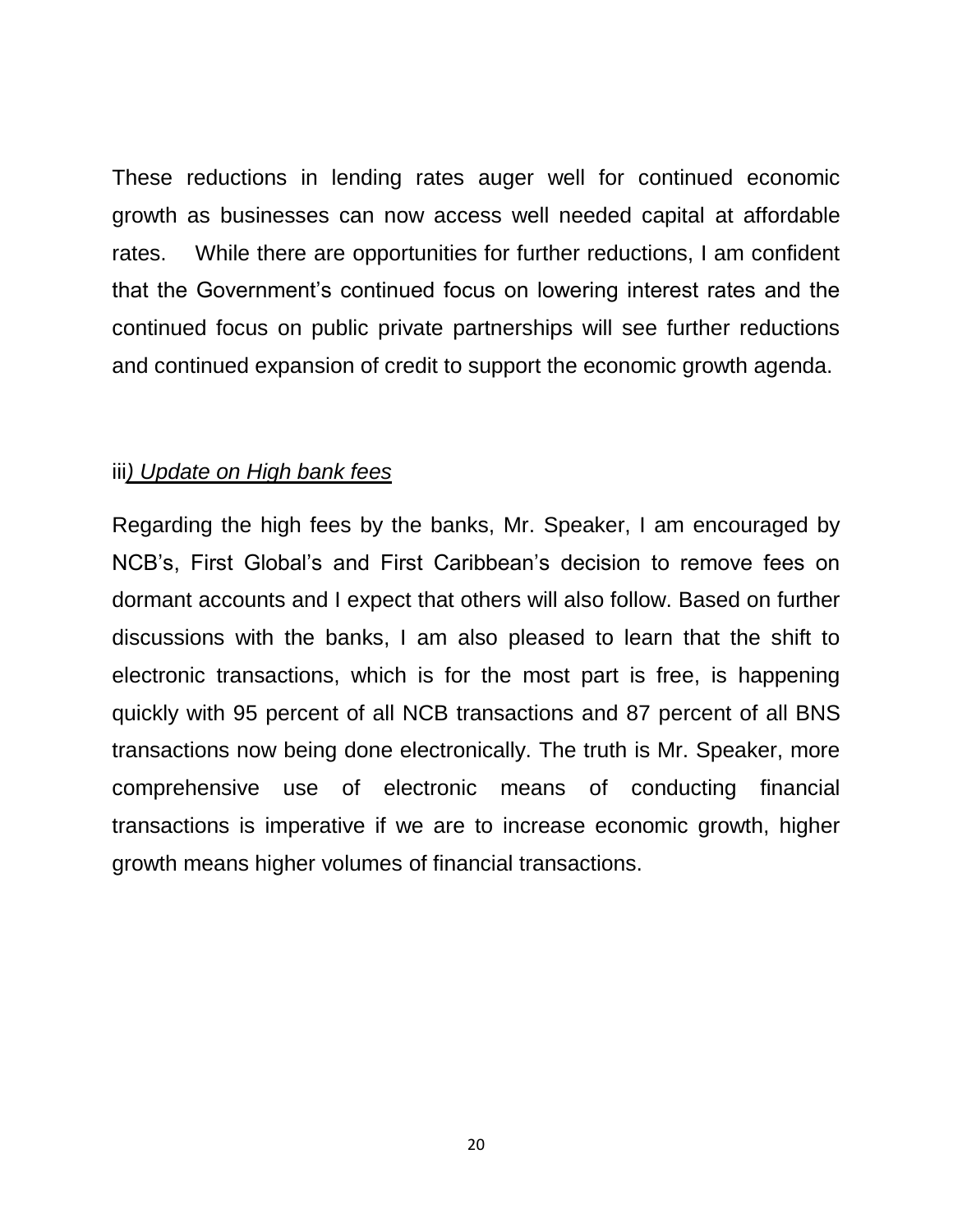These reductions in lending rates auger well for continued economic growth as businesses can now access well needed capital at affordable rates. While there are opportunities for further reductions, I am confident that the Government's continued focus on lowering interest rates and the continued focus on public private partnerships will see further reductions and continued expansion of credit to support the economic growth agenda.

iii*) Update on High bank fees*

Regarding the high fees by the banks, Mr. Speaker, I am encouraged by NCB's, First Global's and First Caribbean's decision to remove fees on dormant accounts and I expect that others will also follow. Based on further discussions with the banks, I am also pleased to learn that the shift to electronic transactions, which is for the most part is free, is happening quickly with 95 percent of all NCB transactions and 87 percent of all BNS transactions now being done electronically. The truth is Mr. Speaker, more comprehensive use of electronic means of conducting financial transactions is imperative if we are to increase economic growth, higher growth means higher volumes of financial transactions.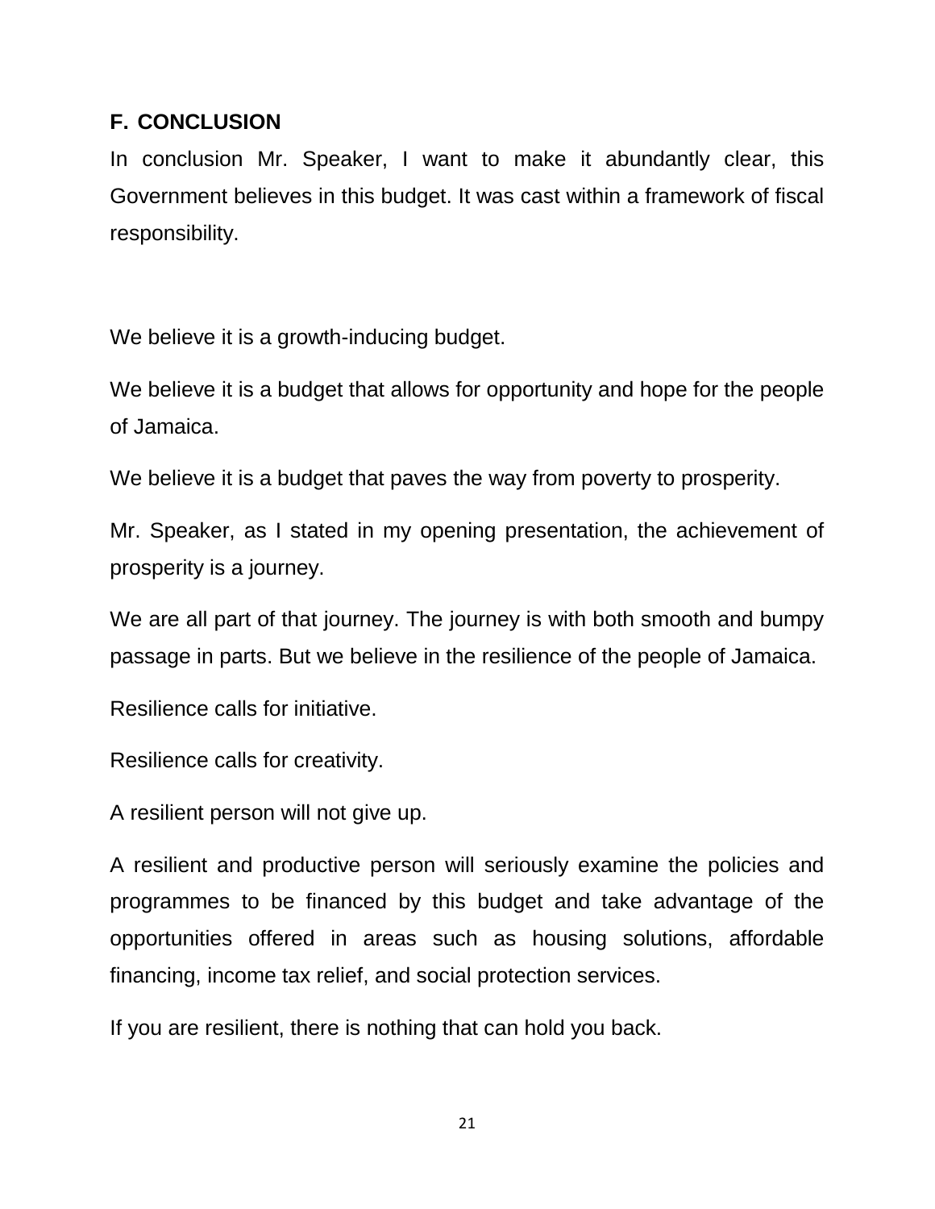## F. CONCLUSION

In conclusion Mr. Speaker, I want to make it abundantly clear, this Government believes in this budget. It was cast within a framework of fiscal responsibility.

We believe it is a growth-inducing budget.

We believe it is a budget that allows for opportunity and hope for the people of Jamaica.

We believe it is a budget that paves the way from poverty to prosperity.

Mr. Speaker, as I stated in my opening presentation, the achievement of prosperity is a journey.

We are all part of that journey. The journey is with both smooth and bumpy passage in parts. But we believe in the resilience of the people of Jamaica.

Resilience calls for initiative.

Resilience calls for creativity.

A resilient person will not give up.

A resilient and productive person will seriously examine the policies and programmes to be financed by this budget and take advantage of the opportunities offered in areas such as housing solutions, affordable financing, income tax relief, and social protection services.

If you are resilient, there is nothing that can hold you back.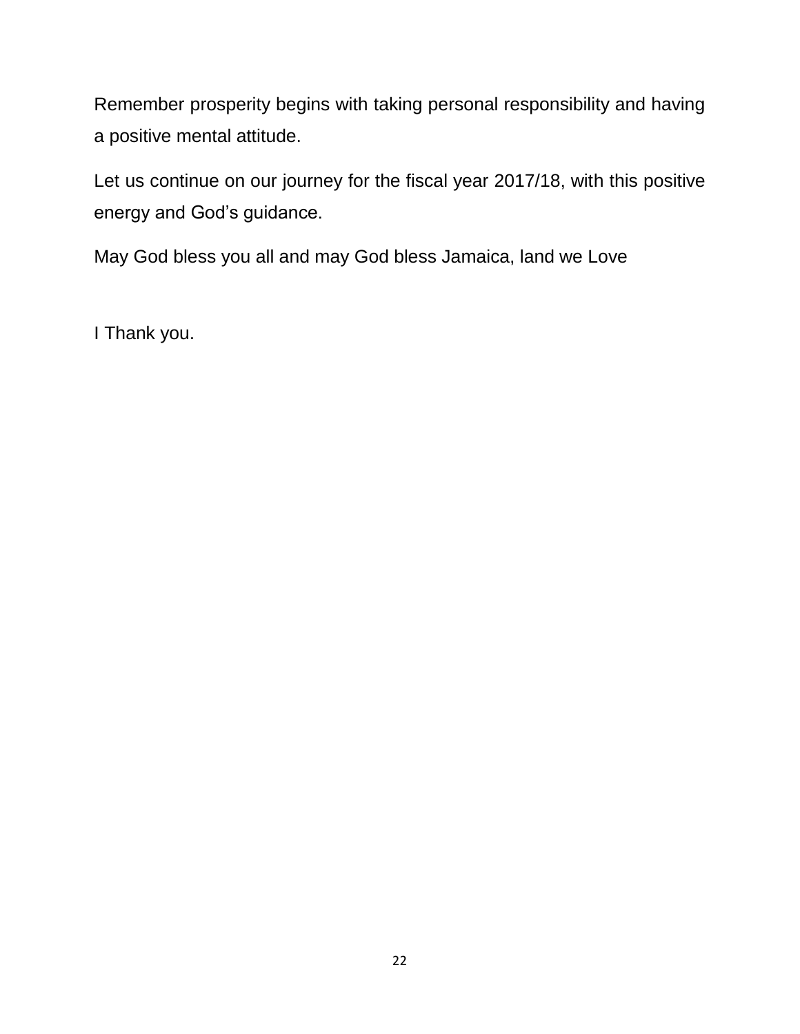Remember prosperity begins with taking personal responsibility and having a positive mental attitude.

Let us continue on our journey for the fiscal year 2017/18, with this positive energy and God's guidance.

May God bless you all and may God bless Jamaica, land we Love

I Thank you.